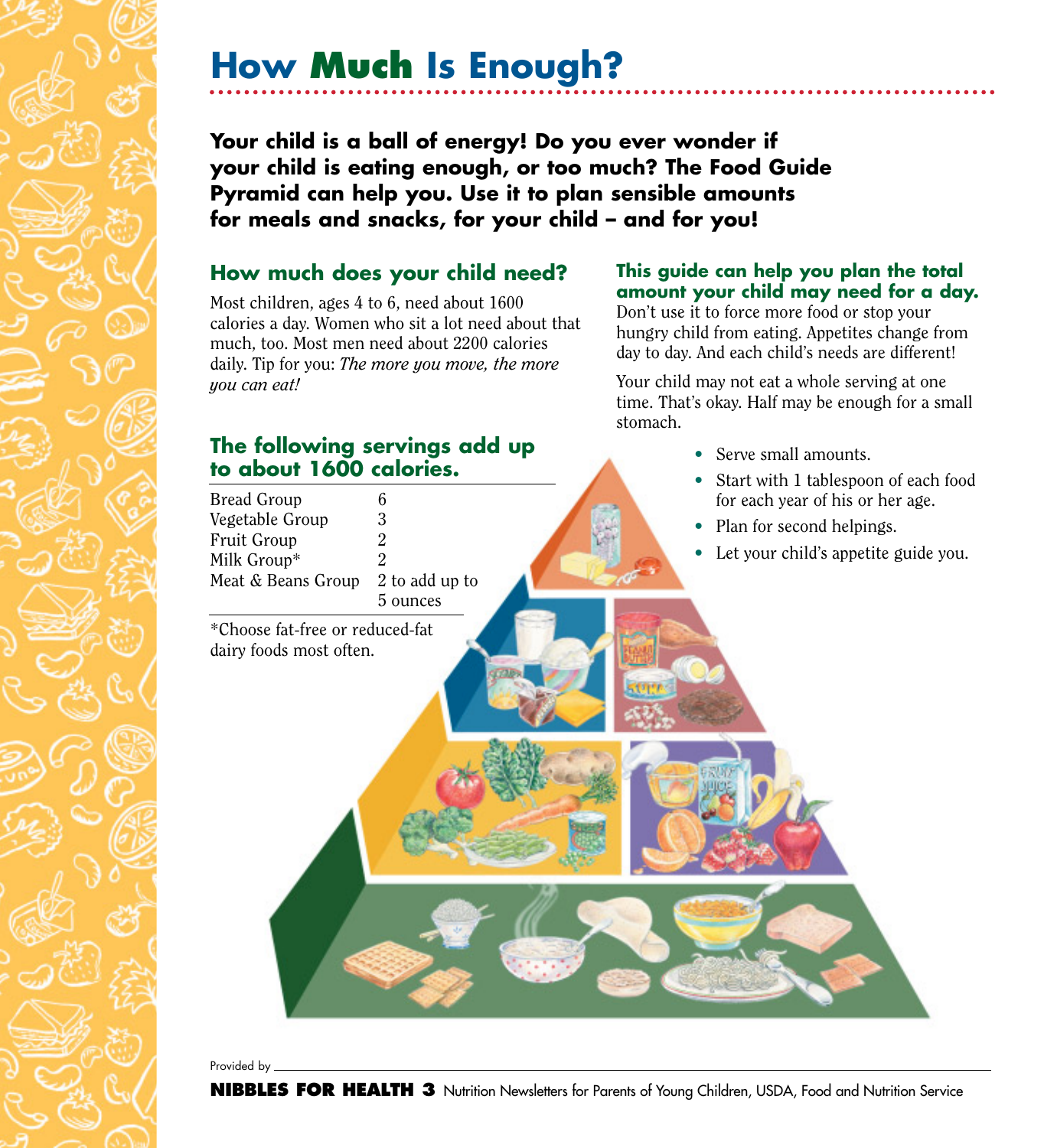# How Much Is Enough?

**Your child is a ball of energy! Do you ever wonder if your child is eating enough, or too much? The Food Guide Pyramid can help you. Use it to plan sensible amounts for meals and snacks, for your child – and for you!**

## How much does your child need?

Most children, ages 4 to 6, need about 1600 calories a day. Women who sit a lot need about that much, too. Most men need about 2200 calories daily. Tip for you: *The more you move, the more you can eat!*

## The following servings add up to about 1600 calories.

| Group | Servings |
|---|---|
| Bread Group | 6 |
| Vegetable Group | 3 |
| Fruit Group | 2 |
| Milk Group* | 2 |
| Meat & Beans Group | 2 to add up to 5 ounces |

*Choose fat-free or reduced-fat dairy foods most often.

## This guide can help you plan the total amount your child may need for a day.

Don't use it to force more food or stop your hungry child from eating. Appetites change from day to day. And each child's needs are different!

Your child may not eat a whole serving at one time. That's okay. Half may be enough for a small stomach.

- Serve small amounts.
- Start with 1 tablespoon of each food for each year of his or her age.
- Plan for second helpings.
- Let your child's appetite guide you.

Provided by

**NIBBLES FOR HEALTH 3** Nutrition Newsletters for Parents of Young Children, USDA, Food and Nutrition Service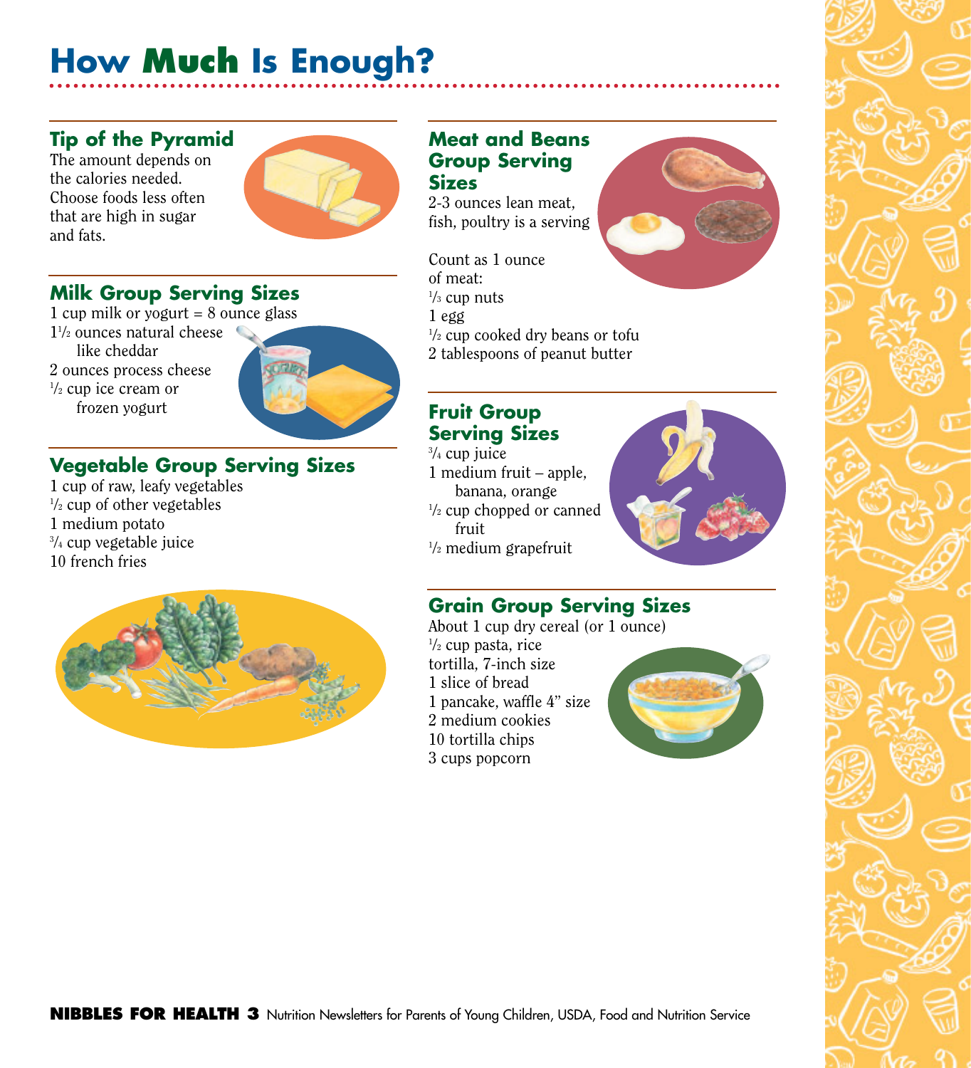# How Much Is Enough?

### Tip of the Pyramid

The amount depends on the calories needed. Choose foods less often that are high in sugar and fats.

### Milk Group Serving Sizes

1 cup milk or yogurt = 8 ounce glass
1½ ounces natural cheese like cheddar
2 ounces process cheese
½ cup ice cream or frozen yogurt

### Vegetable Group Serving Sizes

1 cup of raw, leafy vegetables
½ cup of other vegetables
1 medium potato
¾ cup vegetable juice
10 french fries

### Meat and Beans Group Serving Sizes

2-3 ounces lean meat, fish, poultry is a serving

Count as 1 ounce of meat:
⅓ cup nuts
1 egg
½ cup cooked dry beans or tofu
2 tablespoons of peanut butter

### Fruit Group Serving Sizes

¾ cup juice
1 medium fruit – apple, banana, orange
½ cup chopped or canned fruit
½ medium grapefruit

### Grain Group Serving Sizes

About 1 cup dry cereal (or 1 ounce)
½ cup pasta, rice
tortilla, 7-inch size
1 slice of bread
1 pancake, waffle 4" size
2 medium cookies
10 tortilla chips
3 cups popcorn

**NIBBLES FOR HEALTH 3** Nutrition Newsletters for Parents of Young Children, USDA, Food and Nutrition Service